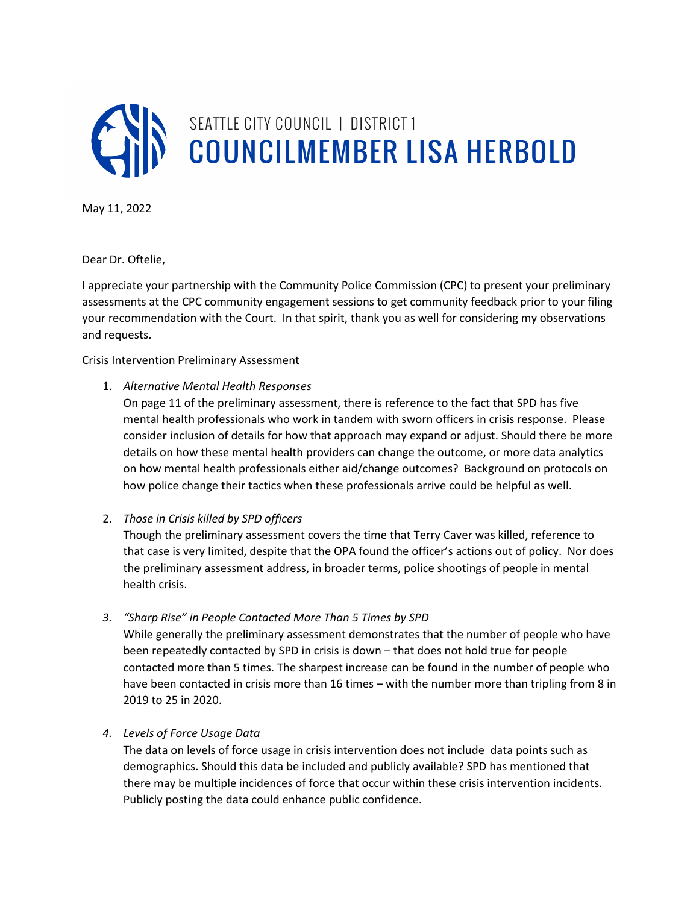SEATTLE CITY COUNCIL | DISTRICT 1

# COUNCILMEMBER LISA HERBOLD

May 11, 2022

Dear Dr. Oftelie,

I appreciate your partnership with the Community Police Commission (CPC) to present your preliminary assessments at the CPC community engagement sessions to get community feedback prior to your filing your recommendation with the Court. In that spirit, thank you as well for considering my observations and requests.

<u>Crisis Intervention Preliminary Assessment</u>

1. *Alternative Mental Health Responses*
   On page 11 of the preliminary assessment, there is reference to the fact that SPD has five mental health professionals who work in tandem with sworn officers in crisis response. Please consider inclusion of details for how that approach may expand or adjust. Should there be more details on how these mental health providers can change the outcome, or more data analytics on how mental health professionals either aid/change outcomes? Background on protocols on how police change their tactics when these professionals arrive could be helpful as well.

2. *Those in Crisis killed by SPD officers*
   Though the preliminary assessment covers the time that Terry Caver was killed, reference to that case is very limited, despite that the OPA found the officer's actions out of policy. Nor does the preliminary assessment address, in broader terms, police shootings of people in mental health crisis.

3. *"Sharp Rise" in People Contacted More Than 5 Times by SPD*
   While generally the preliminary assessment demonstrates that the number of people who have been repeatedly contacted by SPD in crisis is down – that does not hold true for people contacted more than 5 times. The sharpest increase can be found in the number of people who have been contacted in crisis more than 16 times – with the number more than tripling from 8 in 2019 to 25 in 2020.

4. *Levels of Force Usage Data*
   The data on levels of force usage in crisis intervention does not include data points such as demographics. Should this data be included and publicly available? SPD has mentioned that there may be multiple incidences of force that occur within these crisis intervention incidents. Publicly posting the data could enhance public confidence.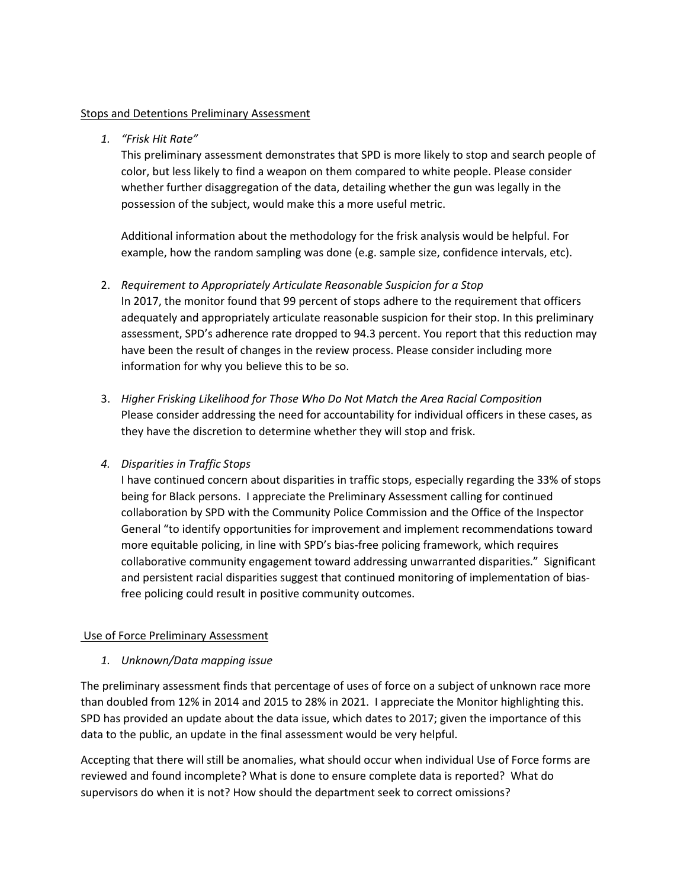<u>Stops and Detentions Preliminary Assessment</u>

1. *"Frisk Hit Rate"*

   This preliminary assessment demonstrates that SPD is more likely to stop and search people of color, but less likely to find a weapon on them compared to white people. Please consider whether further disaggregation of the data, detailing whether the gun was legally in the possession of the subject, would make this a more useful metric.

   Additional information about the methodology for the frisk analysis would be helpful. For example, how the random sampling was done (e.g. sample size, confidence intervals, etc).

2. *Requirement to Appropriately Articulate Reasonable Suspicion for a Stop*

   In 2017, the monitor found that 99 percent of stops adhere to the requirement that officers adequately and appropriately articulate reasonable suspicion for their stop. In this preliminary assessment, SPD's adherence rate dropped to 94.3 percent. You report that this reduction may have been the result of changes in the review process. Please consider including more information for why you believe this to be so.

3. *Higher Frisking Likelihood for Those Who Do Not Match the Area Racial Composition*

   Please consider addressing the need for accountability for individual officers in these cases, as they have the discretion to determine whether they will stop and frisk.

4. *Disparities in Traffic Stops*

   I have continued concern about disparities in traffic stops, especially regarding the 33% of stops being for Black persons. I appreciate the Preliminary Assessment calling for continued collaboration by SPD with the Community Police Commission and the Office of the Inspector General "to identify opportunities for improvement and implement recommendations toward more equitable policing, in line with SPD's bias-free policing framework, which requires collaborative community engagement toward addressing unwarranted disparities." Significant and persistent racial disparities suggest that continued monitoring of implementation of bias-free policing could result in positive community outcomes.

<u>Use of Force Preliminary Assessment</u>

1. *Unknown/Data mapping issue*

The preliminary assessment finds that percentage of uses of force on a subject of unknown race more than doubled from 12% in 2014 and 2015 to 28% in 2021. I appreciate the Monitor highlighting this. SPD has provided an update about the data issue, which dates to 2017; given the importance of this data to the public, an update in the final assessment would be very helpful.

Accepting that there will still be anomalies, what should occur when individual Use of Force forms are reviewed and found incomplete? What is done to ensure complete data is reported? What do supervisors do when it is not? How should the department seek to correct omissions?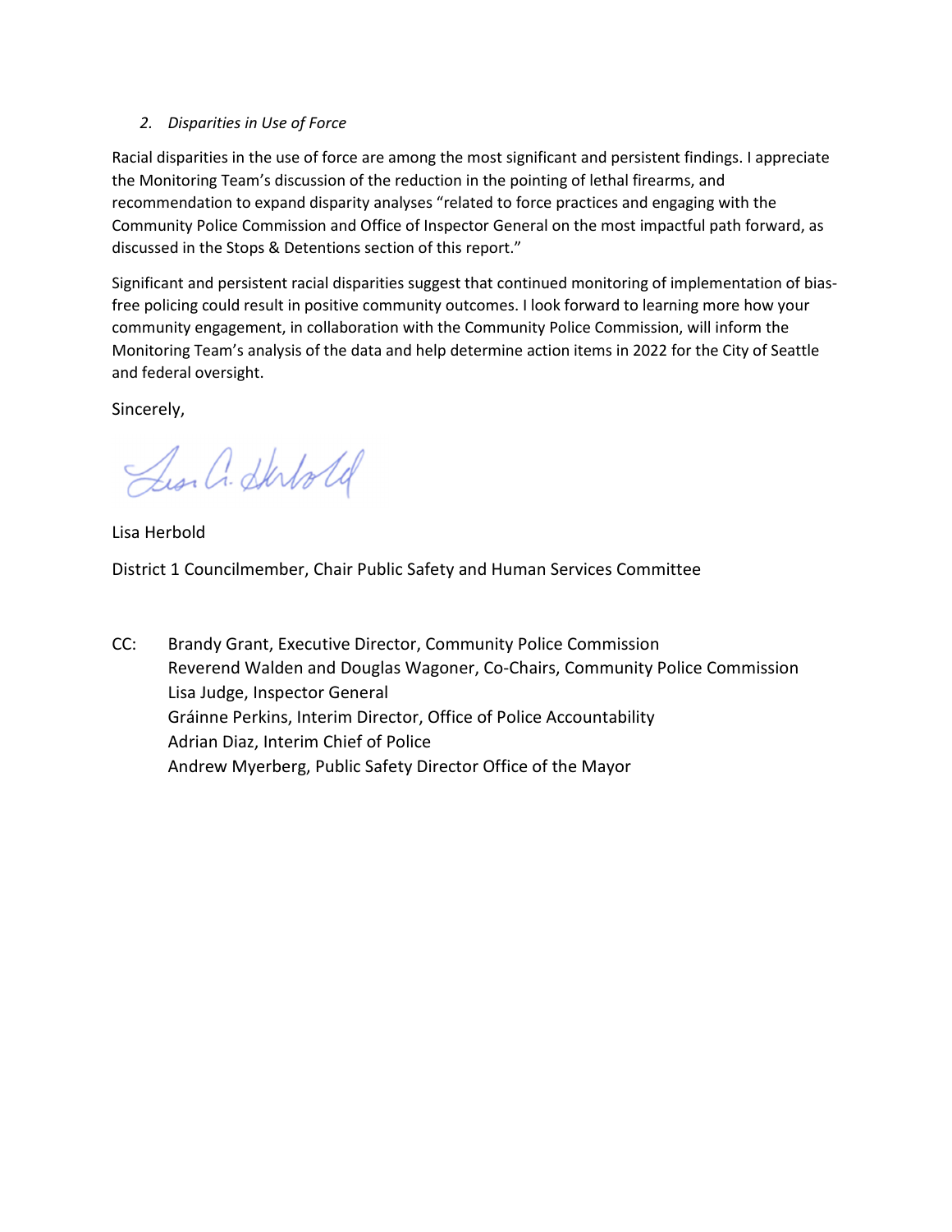*2. Disparities in Use of Force*

Racial disparities in the use of force are among the most significant and persistent findings. I appreciate the Monitoring Team's discussion of the reduction in the pointing of lethal firearms, and recommendation to expand disparity analyses "related to force practices and engaging with the Community Police Commission and Office of Inspector General on the most impactful path forward, as discussed in the Stops & Detentions section of this report."

Significant and persistent racial disparities suggest that continued monitoring of implementation of bias-free policing could result in positive community outcomes. I look forward to learning more how your community engagement, in collaboration with the Community Police Commission, will inform the Monitoring Team's analysis of the data and help determine action items in 2022 for the City of Seattle and federal oversight.

Sincerely,

Lisa Herbold

District 1 Councilmember, Chair Public Safety and Human Services Committee

CC: Brandy Grant, Executive Director, Community Police Commission
Reverend Walden and Douglas Wagoner, Co-Chairs, Community Police Commission
Lisa Judge, Inspector General
Gráinne Perkins, Interim Director, Office of Police Accountability
Adrian Diaz, Interim Chief of Police
Andrew Myerberg, Public Safety Director Office of the Mayor